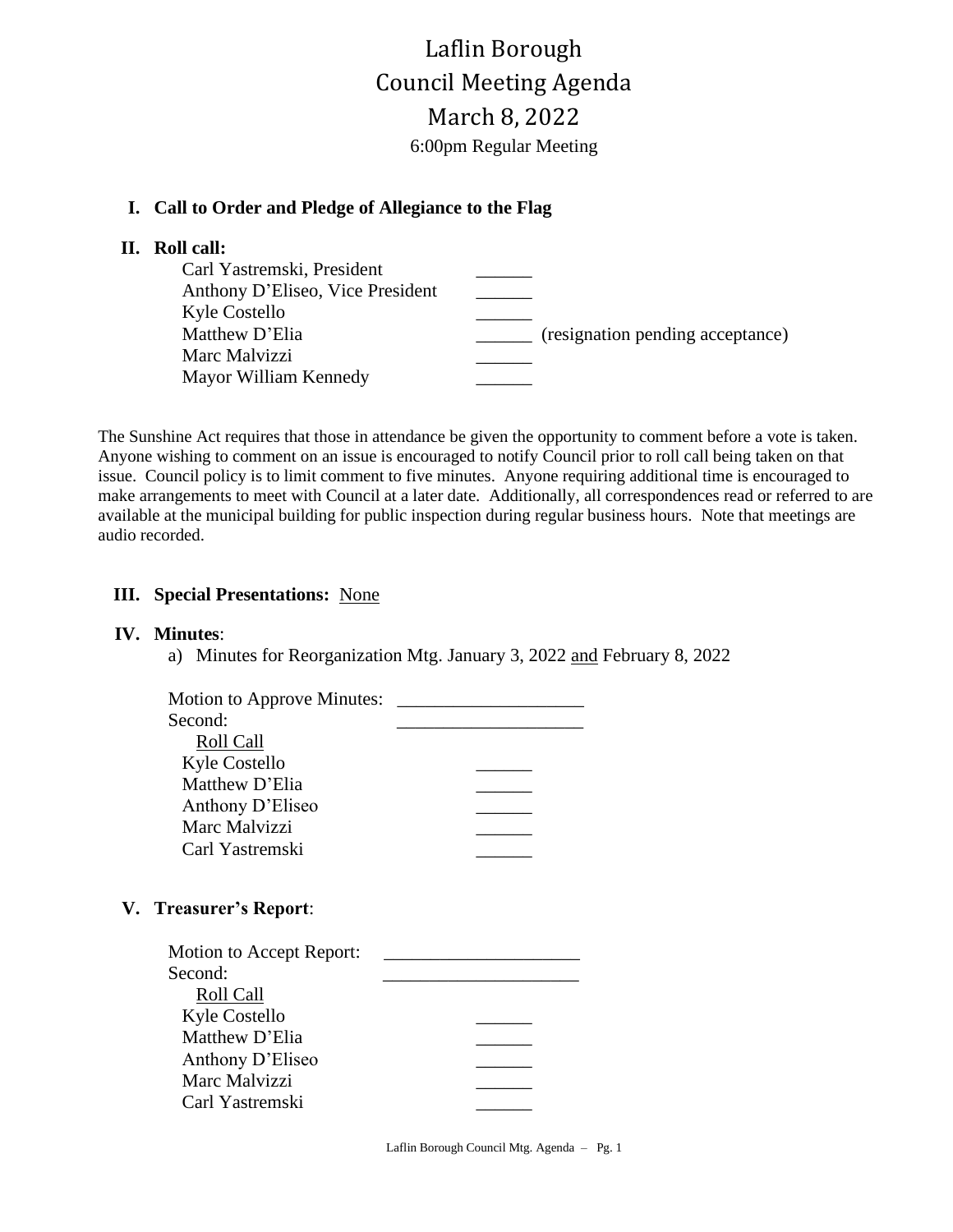# Laflin Borough
# Council Meeting Agenda
# March 8, 2022

6:00pm Regular Meeting

## I. Call to Order and Pledge of Allegiance to the Flag

## II. Roll call:

| | | |
|---|---|---|
| Carl Yastremski, President | ______ | |
| Anthony D'Eliseo, Vice President | ______ | |
| Kyle Costello | ______ | |
| Matthew D'Elia | ______ | (resignation pending acceptance) |
| Marc Malvizzi | ______ | |
| Mayor William Kennedy | ______ | |

The Sunshine Act requires that those in attendance be given the opportunity to comment before a vote is taken. Anyone wishing to comment on an issue is encouraged to notify Council prior to roll call being taken on that issue. Council policy is to limit comment to five minutes. Anyone requiring additional time is encouraged to make arrangements to meet with Council at a later date. Additionally, all correspondences read or referred to are available at the municipal building for public inspection during regular business hours. Note that meetings are audio recorded.

## III. Special Presentations: None

## IV. Minutes:

a) Minutes for Reorganization Mtg. January 3, 2022 and February 8, 2022

Motion to Approve Minutes: ____________________
Second: ____________________

Roll Call

| | |
|---|---|
| Kyle Costello | ______ |
| Matthew D'Elia | ______ |
| Anthony D'Eliseo | ______ |
| Marc Malvizzi | ______ |
| Carl Yastremski | ______ |

## V. Treasurer's Report:

Motion to Accept Report: ____________________
Second: ____________________

Roll Call

| | |
|---|---|
| Kyle Costello | ______ |
| Matthew D'Elia | ______ |
| Anthony D'Eliseo | ______ |
| Marc Malvizzi | ______ |
| Carl Yastremski | ______ |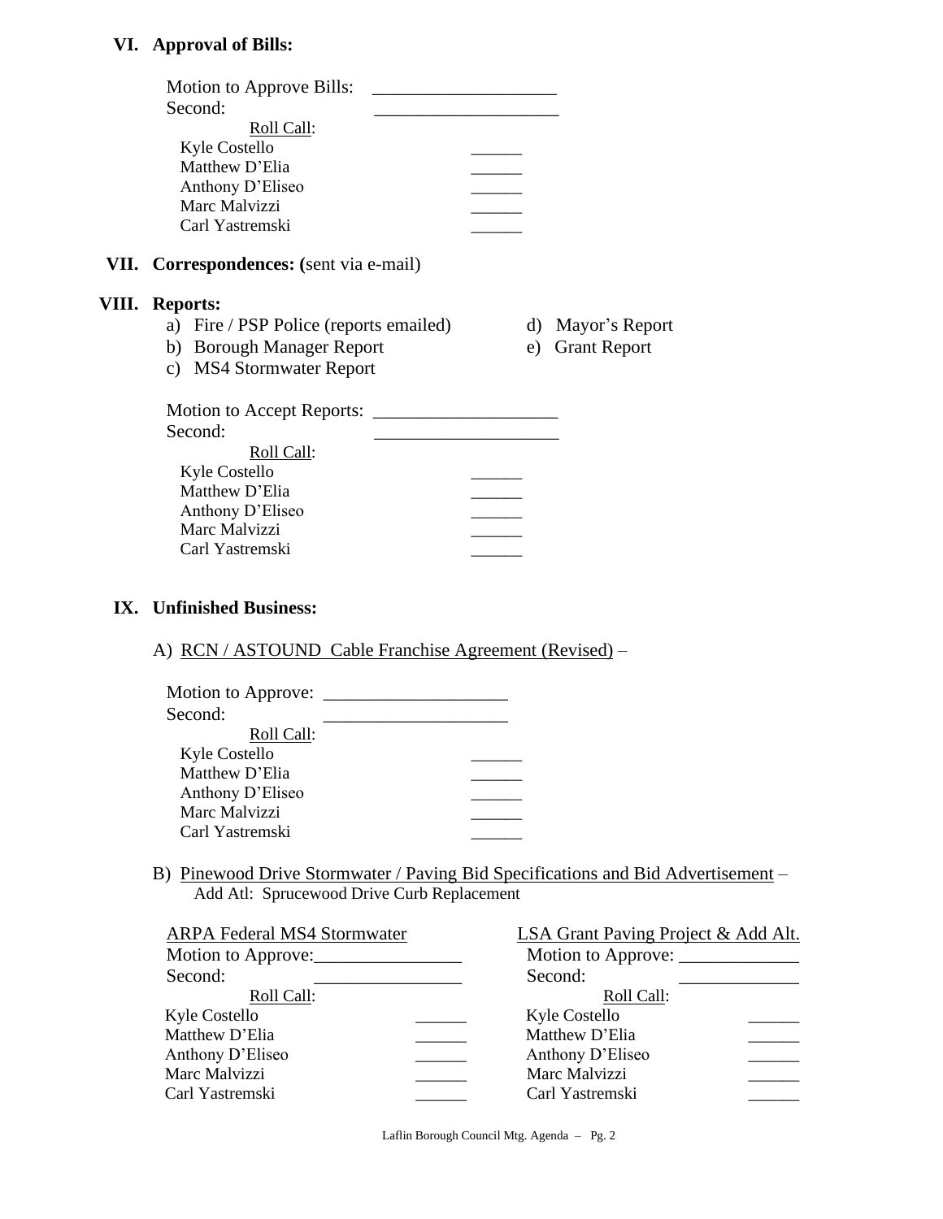## VI. Approval of Bills:

Motion to Approve Bills: ____________________
Second: ____________________

Roll Call:

| | |
|---|---|
| Kyle Costello | ______ |
| Matthew D'Elia | ______ |
| Anthony D'Eliseo | ______ |
| Marc Malvizzi | ______ |
| Carl Yastremski | ______ |

## VII. Correspondences: (sent via e-mail)

## VIII. Reports:

a) Fire / PSP Police (reports emailed)
b) Borough Manager Report
c) MS4 Stormwater Report
d) Mayor's Report
e) Grant Report

Motion to Accept Reports: ____________________
Second: ____________________

Roll Call:

| | |
|---|---|
| Kyle Costello | ______ |
| Matthew D'Elia | ______ |
| Anthony D'Eliseo | ______ |
| Marc Malvizzi | ______ |
| Carl Yastremski | ______ |

## IX. Unfinished Business:

A) RCN / ASTOUND Cable Franchise Agreement (Revised) –

Motion to Approve: ____________________
Second: ____________________

Roll Call:

| | |
|---|---|
| Kyle Costello | ______ |
| Matthew D'Elia | ______ |
| Anthony D'Eliseo | ______ |
| Marc Malvizzi | ______ |
| Carl Yastremski | ______ |

B) Pinewood Drive Stormwater / Paving Bid Specifications and Bid Advertisement –
Add Atl: Sprucewood Drive Curb Replacement

**ARPA Federal MS4 Stormwater**

Motion to Approve: ________________
Second: ________________

Roll Call:

| | |
|---|---|
| Kyle Costello | ______ |
| Matthew D'Elia | ______ |
| Anthony D'Eliseo | ______ |
| Marc Malvizzi | ______ |
| Carl Yastremski | ______ |

**LSA Grant Paving Project & Add Alt.**

Motion to Approve: _____________
Second: _____________

Roll Call:

| | |
|---|---|
| Kyle Costello | ______ |
| Matthew D'Elia | ______ |
| Anthony D'Eliseo | ______ |
| Marc Malvizzi | ______ |
| Carl Yastremski | ______ |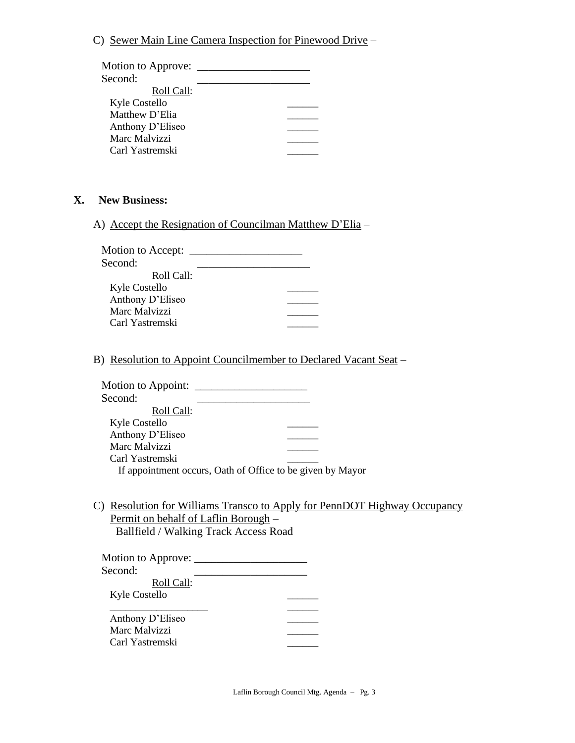C) <u>Sewer Main Line Camera Inspection for Pinewood Drive</u> –

Motion to Approve: ____________________
Second: ____________________

<u>Roll Call</u>:

| | |
|---|---|
| Kyle Costello | ______ |
| Matthew D'Elia | ______ |
| Anthony D'Eliseo | ______ |
| Marc Malvizzi | ______ |
| Carl Yastremski | ______ |

## X. New Business:

A) <u>Accept the Resignation of Councilman Matthew D'Elia</u> –

Motion to Accept: ____________________
Second: ____________________

Roll Call:

| | |
|---|---|
| Kyle Costello | ______ |
| Anthony D'Eliseo | ______ |
| Marc Malvizzi | ______ |
| Carl Yastremski | ______ |

B) <u>Resolution to Appoint Councilmember to Declared Vacant Seat</u> –

Motion to Appoint: ____________________
Second: ____________________

<u>Roll Call</u>:

| | |
|---|---|
| Kyle Costello | ______ |
| Anthony D'Eliseo | ______ |
| Marc Malvizzi | ______ |
| Carl Yastremski | ______ |

If appointment occurs, Oath of Office to be given by Mayor

C) <u>Resolution for Williams Transco to Apply for PennDOT Highway Occupancy Permit on behalf of Laflin Borough</u> –
Ballfield / Walking Track Access Road

Motion to Approve: ____________________
Second: ____________________

<u>Roll Call</u>:

| | |
|---|---|
| Kyle Costello | ______ |
| __________________ | ______ |
| Anthony D'Eliseo | ______ |
| Marc Malvizzi | ______ |
| Carl Yastremski | ______ |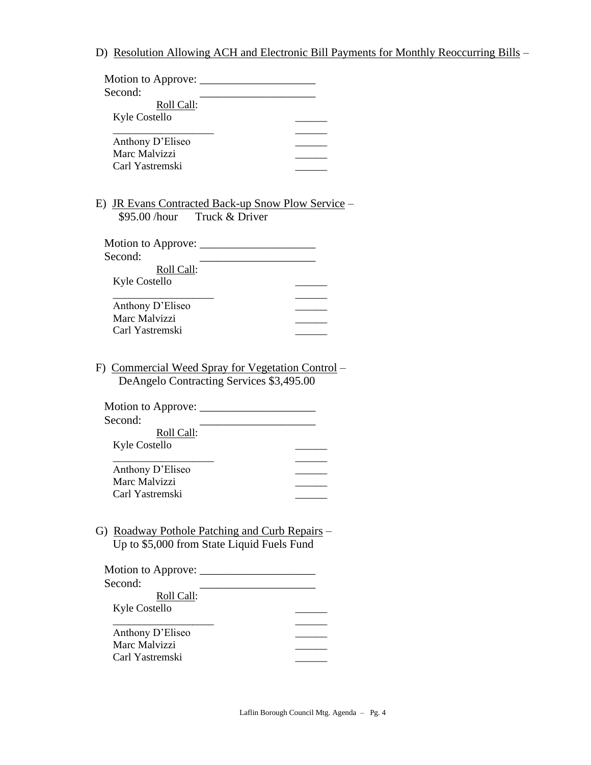D) <u>Resolution Allowing ACH and Electronic Bill Payments for Monthly Reoccurring Bills</u> –

Motion to Approve: ____________________
Second: ____________________

<u>Roll Call</u>:

| | |
|---|---|
| Kyle Costello | ______ |
| __________________ | ______ |
| Anthony D'Eliseo | ______ |
| Marc Malvizzi | ______ |
| Carl Yastremski | ______ |

E) <u>JR Evans Contracted Back-up Snow Plow Service</u> –
$95.00 /hour Truck & Driver

Motion to Approve: ____________________
Second: ____________________

<u>Roll Call</u>:

| | |
|---|---|
| Kyle Costello | ______ |
| __________________ | ______ |
| Anthony D'Eliseo | ______ |
| Marc Malvizzi | ______ |
| Carl Yastremski | ______ |

F) <u>Commercial Weed Spray for Vegetation Control</u> –
DeAngelo Contracting Services $3,495.00

Motion to Approve: ____________________
Second: ____________________

<u>Roll Call</u>:

| | |
|---|---|
| Kyle Costello | ______ |
| __________________ | ______ |
| Anthony D'Eliseo | ______ |
| Marc Malvizzi | ______ |
| Carl Yastremski | ______ |

G) <u>Roadway Pothole Patching and Curb Repairs</u> –
Up to $5,000 from State Liquid Fuels Fund

Motion to Approve: ____________________
Second: ____________________

<u>Roll Call</u>:

| | |
|---|---|
| Kyle Costello | ______ |
| __________________ | ______ |
| Anthony D'Eliseo | ______ |
| Marc Malvizzi | ______ |
| Carl Yastremski | ______ |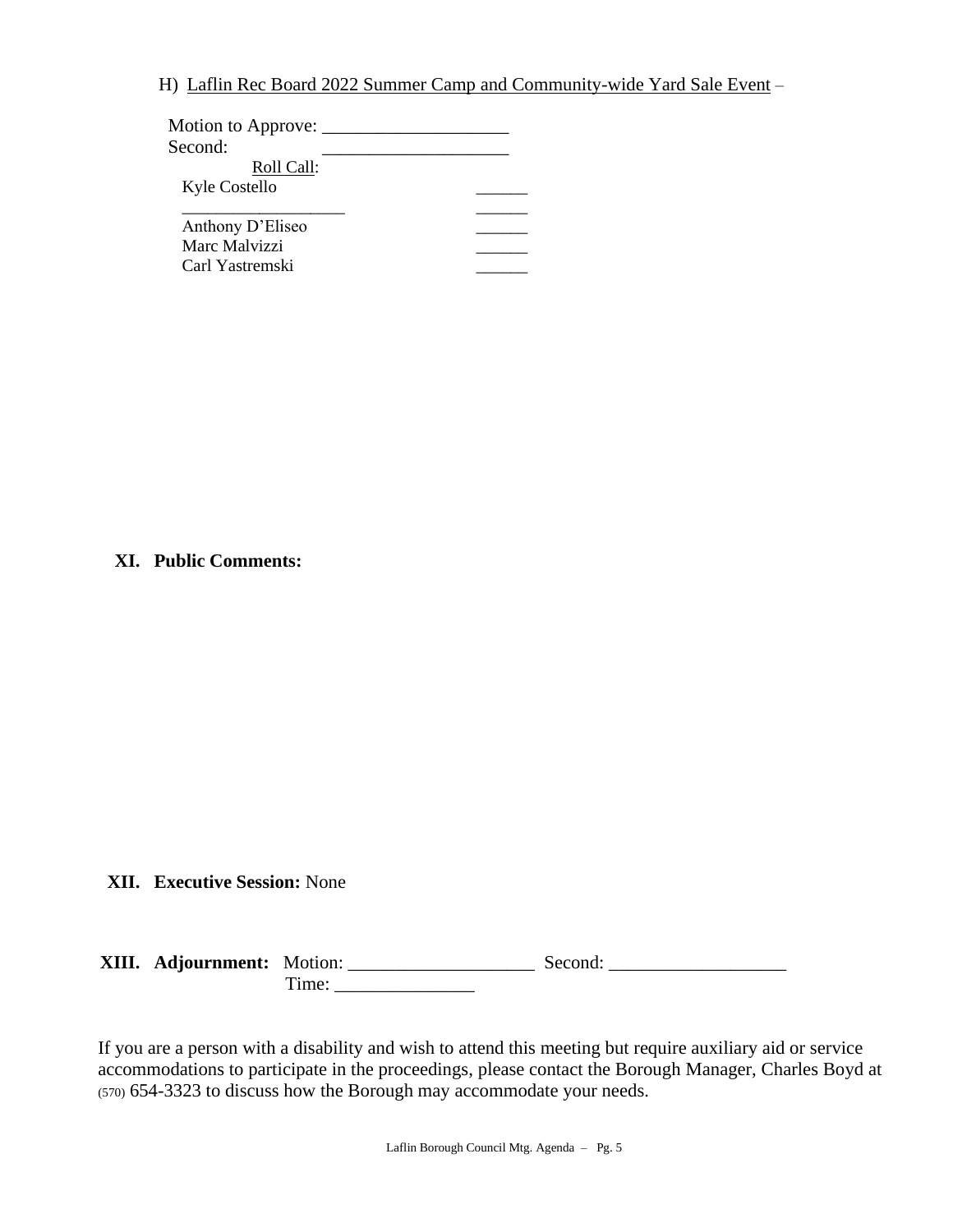H) <u>Laflin Rec Board 2022 Summer Camp and Community-wide Yard Sale Event</u> –

Motion to Approve: ____________________
Second: ____________________

<u>Roll Call</u>:

| | |
|---|---|
| Kyle Costello | ______ |
| __________________ | ______ |
| Anthony D'Eliseo | ______ |
| Marc Malvizzi | ______ |
| Carl Yastremski | ______ |

**XI. Public Comments:**

**XII. Executive Session:** None

**XIII. Adjournment:** Motion: ____________________ Second: ___________________
Time: _______________

If you are a person with a disability and wish to attend this meeting but require auxiliary aid or service accommodations to participate in the proceedings, please contact the Borough Manager, Charles Boyd at (570) 654-3323 to discuss how the Borough may accommodate your needs.